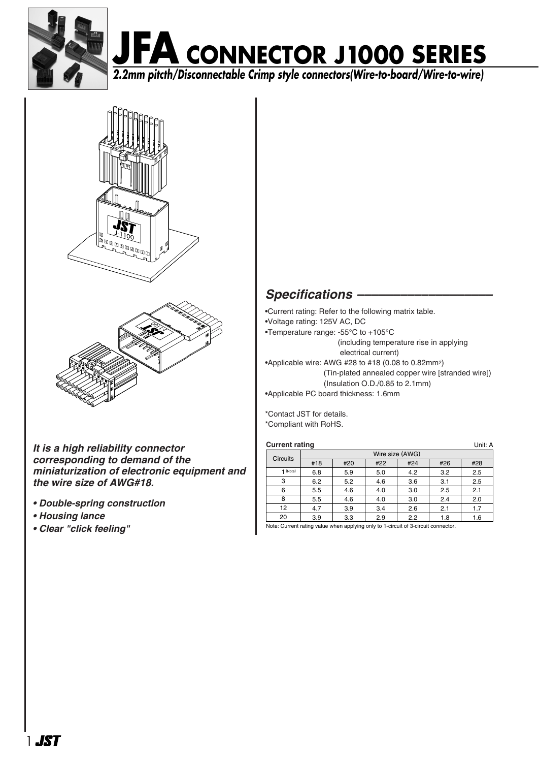# JFA CONNECTOR J1000 SERIES

*2.2mm pitcth/Disconnectable Crimp style connectors(Wire-to-board/Wire-to-wire)*

***It is a high reliability connector corresponding to demand of the miniaturization of electronic equipment and the wire size of AWG#18.***

- ***Double-spring construction***
- ***Housing lance***
- ***Clear "click feeling"***

## *Specifications*

- Current rating: Refer to the following matrix table.
- Voltage rating: 125V AC, DC
- Temperature range: -55°C to +105°C (including temperature rise in applying electrical current)
- Applicable wire: AWG #28 to #18 (0.08 to 0.82mm$^2$) (Tin-plated annealed copper wire [stranded wire]) (Insulation O.D./0.85 to 2.1mm)
- Applicable PC board thickness: 1.6mm

*Contact JST for details.
*Compliant with RoHS.

**Current rating** Unit: A

| Circuits | Wire size (AWG) | | | | | |
|---|---|---|---|---|---|---|
| | #18 | #20 | #22 | #24 | #26 | #28 |
| 1 (Note) | 6.8 | 5.9 | 5.0 | 4.2 | 3.2 | 2.5 |
| 3 | 6.2 | 5.2 | 4.6 | 3.6 | 3.1 | 2.5 |
| 6 | 5.5 | 4.6 | 4.0 | 3.0 | 2.5 | 2.1 |
| 8 | 5.5 | 4.6 | 4.0 | 3.0 | 2.4 | 2.0 |
| 12 | 4.7 | 3.9 | 3.4 | 2.6 | 2.1 | 1.7 |
| 20 | 3.9 | 3.3 | 2.9 | 2.2 | 1.8 | 1.6 |

Note: Current rating value when applying only to 1-circuit of 3-circuit connector.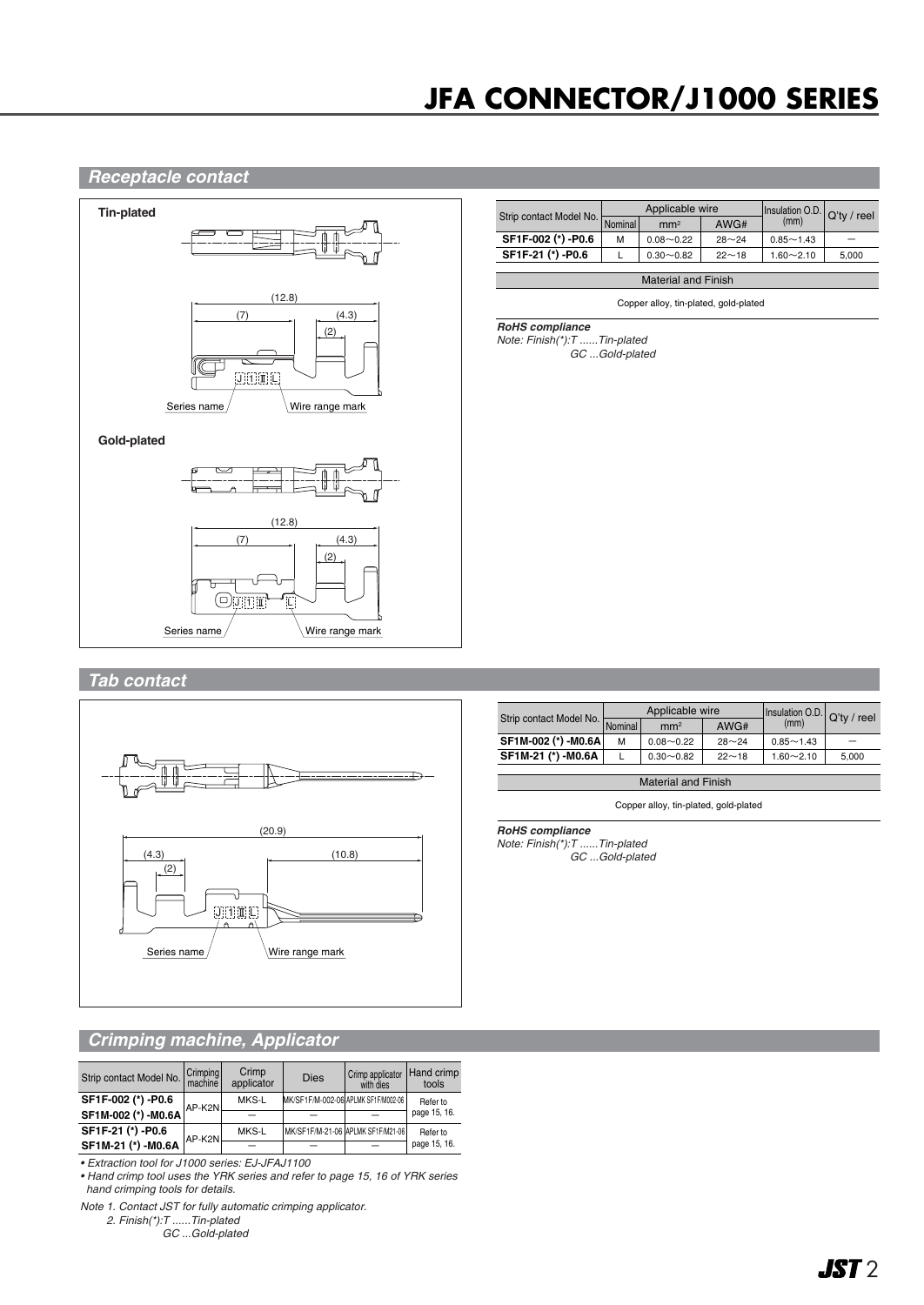# JFA CONNECTOR/J1000 SERIES

## Receptacle contact

**Tin-plated**

(12.8)
(7) (4.3)
(2)
Series name / Wire range mark

**Gold-plated**

(12.8)
(7) (4.3)
(2)
Series name / Wire range mark

| Strip contact Model No. | Applicable wire | | | Insulation O.D. (mm) | Q'ty / reel |
|---|---|---|---|---|---|
| | Nominal | mm² | AWG# | | |
| **SF1F-002 (*) -P0.6** | M | 0.08～0.22 | 28～24 | 0.85～1.43 | — |
| **SF1F-21 (*) -P0.6** | L | 0.30～0.82 | 22～18 | 1.60～2.10 | 5,000 |

| Material and Finish |
|---|
| Copper alloy, tin-plated, gold-plated |

***RoHS compliance***
*Note: Finish(*):T ......Tin-plated*
*GC ...Gold-plated*

## Tab contact

(20.9)
(4.3) (10.8)
(2)
Series name / Wire range mark

| Strip contact Model No. | Applicable wire | | | Insulation O.D. (mm) | Q'ty / reel |
|---|---|---|---|---|---|
| | Nominal | mm² | AWG# | | |
| **SF1M-002 (*) -M0.6A** | M | 0.08～0.22 | 28～24 | 0.85～1.43 | — |
| **SF1M-21 (*) -M0.6A** | L | 0.30～0.82 | 22～18 | 1.60～2.10 | 5,000 |

| Material and Finish |
|---|
| Copper alloy, tin-plated, gold-plated |

***RoHS compliance***
*Note: Finish(*):T ......Tin-plated*
*GC ...Gold-plated*

## Crimping machine, Applicator

| Strip contact Model No. | Crimping machine | Crimp applicator | Dies | Crimp applicator with dies | Hand crimp tools |
|---|---|---|---|---|---|
| **SF1F-002 (*) -P0.6** | AP-K2N | MKS-L | MK/SF1F/M-002-06 | APLMK SF1F/M002-06 | Refer to page 15, 16. |
| **SF1M-002 (*) -M0.6A** | | — | — | — | |
| **SF1F-21 (*) -P0.6** | AP-K2N | MKS-L | MK/SF1F/M-21-06 | APLMK SF1F/M21-06 | Refer to page 15, 16. |
| **SF1M-21 (*) -M0.6A** | | — | — | — | |

- *Extraction tool for J1000 series: EJ-JFAJ1100*
- *Hand crimp tool uses the YRK series and refer to page 15, 16 of YRK series hand crimping tools for details.*

*Note 1. Contact JST for fully automatic crimping applicator.*
*2. Finish(*):T ......Tin-plated*
*GC ...Gold-plated*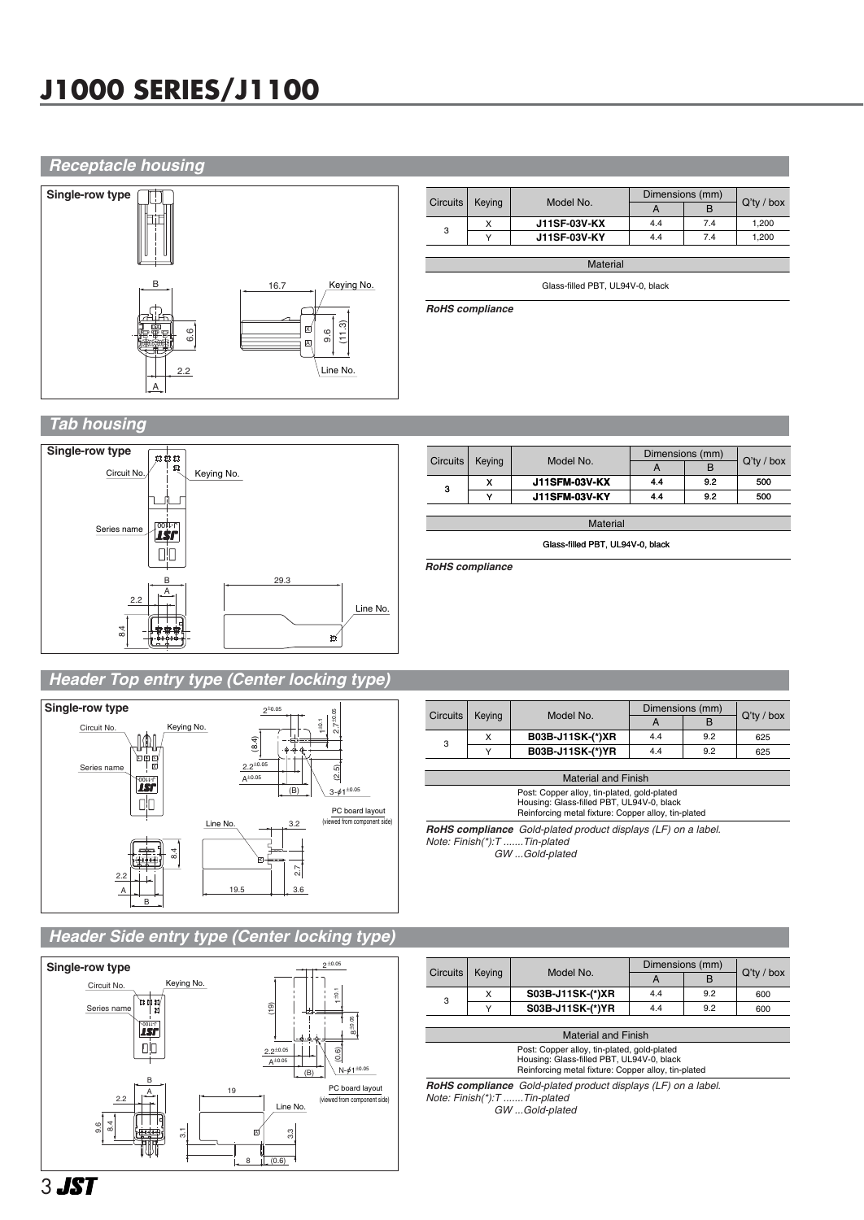# J1000 SERIES/J1100

## Receptacle housing

| Circuits | Keying | Model No. | Dimensions (mm) | | Q'ty / box |
|---|---|---|---|---|---|
| | | | A | B | |
| 3 | X | **J11SF-03V-KX** | 4.4 | 7.4 | 1,200 |
| | Y | **J11SF-03V-KY** | 4.4 | 7.4 | 1,200 |

| Material |
|---|
| Glass-filled PBT, UL94V-0, black |

***RoHS compliance***

## Tab housing

| Circuits | Keying | Model No. | Dimensions (mm) | | Q'ty / box |
|---|---|---|---|---|---|
| | | | A | B | |
| 3 | X | **J11SFM-03V-KX** | 4.4 | 9.2 | 500 |
| | Y | **J11SFM-03V-KY** | 4.4 | 9.2 | 500 |

| Material |
|---|
| Glass-filled PBT, UL94V-0, black |

***RoHS compliance***

## Header Top entry type (Center locking type)

| Circuits | Keying | Model No. | Dimensions (mm) | | Q'ty / box |
|---|---|---|---|---|---|
| | | | A | B | |
| 3 | X | **B03B-J11SK-(\*)XR** | 4.4 | 9.2 | 625 |
| | Y | **B03B-J11SK-(\*)YR** | 4.4 | 9.2 | 625 |

| Material and Finish |
|---|
| Post: Copper alloy, tin-plated, gold-plated<br>Housing: Glass-filled PBT, UL94V-0, black<br>Reinforcing metal fixture: Copper alloy, tin-plated |

***RoHS compliance*** *Gold-plated product displays (LF) on a label.*
*Note: Finish(*):T .......Tin-plated*
*GW ...Gold-plated*

## Header Side entry type (Center locking type)

| Circuits | Keying | Model No. | Dimensions (mm) | | Q'ty / box |
|---|---|---|---|---|---|
| | | | A | B | |
| 3 | X | **S03B-J11SK-(\*)XR** | 4.4 | 9.2 | 600 |
| | Y | **S03B-J11SK-(\*)YR** | 4.4 | 9.2 | 600 |

| Material and Finish |
|---|
| Post: Copper alloy, tin-plated, gold-plated<br>Housing: Glass-filled PBT, UL94V-0, black<br>Reinforcing metal fixture: Copper alloy, tin-plated |

***RoHS compliance*** *Gold-plated product displays (LF) on a label.*
*Note: Finish(*):T .......Tin-plated*
*GW ...Gold-plated*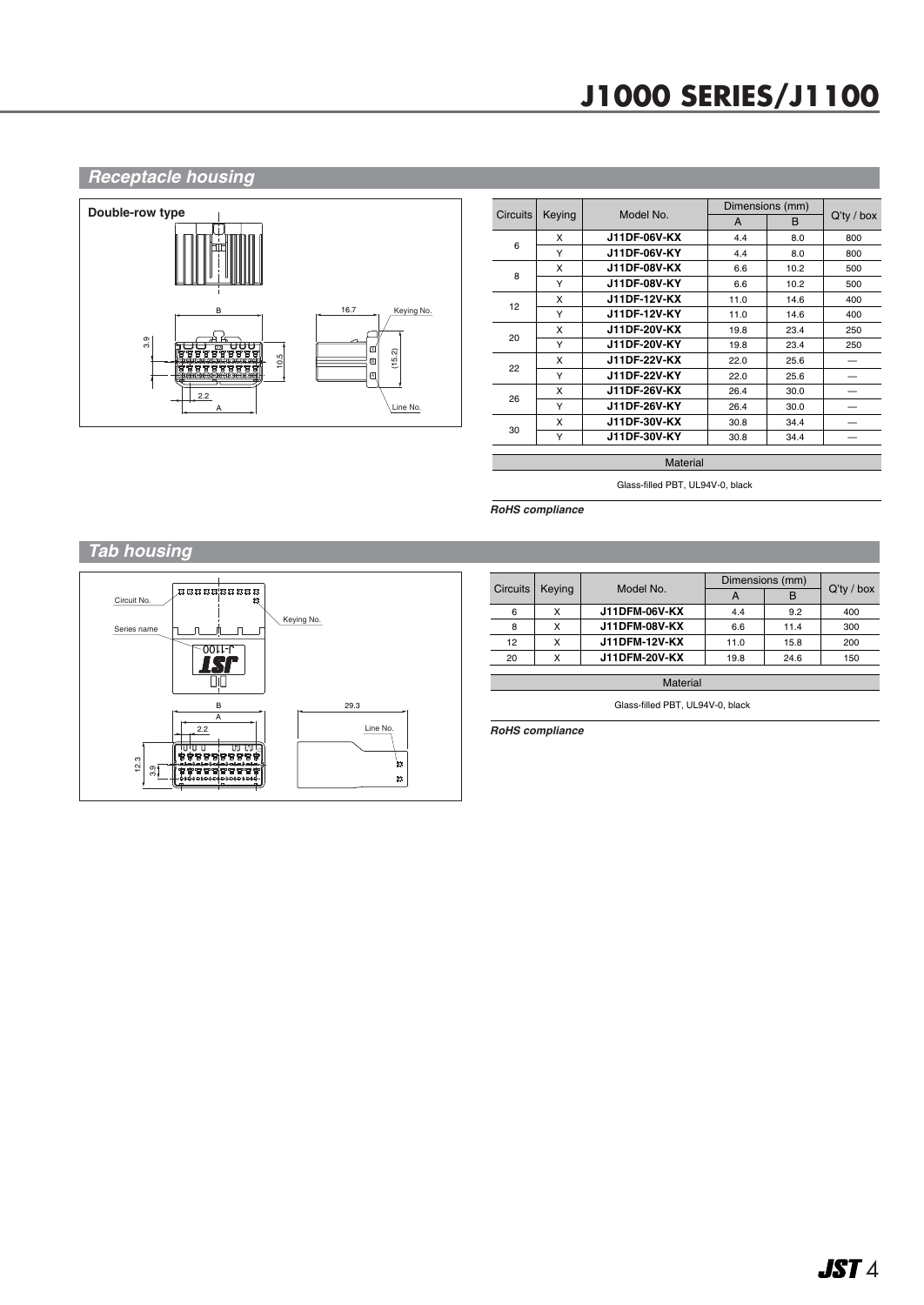## Receptacle housing

**Double-row type**

| Circuits | Keying | Model No. | Dimensions (mm) | | Q'ty / box |
|---|---|---|---|---|---|
| | | | A | B | |
| 6 | X | **J11DF-06V-KX** | 4.4 | 8.0 | 800 |
| | Y | **J11DF-06V-KY** | 4.4 | 8.0 | 800 |
| 8 | X | **J11DF-08V-KX** | 6.6 | 10.2 | 500 |
| | Y | **J11DF-08V-KY** | 6.6 | 10.2 | 500 |
| 12 | X | **J11DF-12V-KX** | 11.0 | 14.6 | 400 |
| | Y | **J11DF-12V-KY** | 11.0 | 14.6 | 400 |
| 20 | X | **J11DF-20V-KX** | 19.8 | 23.4 | 250 |
| | Y | **J11DF-20V-KY** | 19.8 | 23.4 | 250 |
| 22 | X | **J11DF-22V-KX** | 22.0 | 25.6 | — |
| | Y | **J11DF-22V-KY** | 22.0 | 25.6 | — |
| 26 | X | **J11DF-26V-KX** | 26.4 | 30.0 | — |
| | Y | **J11DF-26V-KY** | 26.4 | 30.0 | — |
| 30 | X | **J11DF-30V-KX** | 30.8 | 34.4 | — |
| | Y | **J11DF-30V-KY** | 30.8 | 34.4 | — |

| Material |
|---|
| Glass-filled PBT, UL94V-0, black |

***RoHS compliance***

## Tab housing

| Circuits | Keying | Model No. | Dimensions (mm) | | Q'ty / box |
|---|---|---|---|---|---|
| | | | A | B | |
| 6 | X | **J11DFM-06V-KX** | 4.4 | 9.2 | 400 |
| 8 | X | **J11DFM-08V-KX** | 6.6 | 11.4 | 300 |
| 12 | X | **J11DFM-12V-KX** | 11.0 | 15.8 | 200 |
| 20 | X | **J11DFM-20V-KX** | 19.8 | 24.6 | 150 |

| Material |
|---|
| Glass-filled PBT, UL94V-0, black |

***RoHS compliance***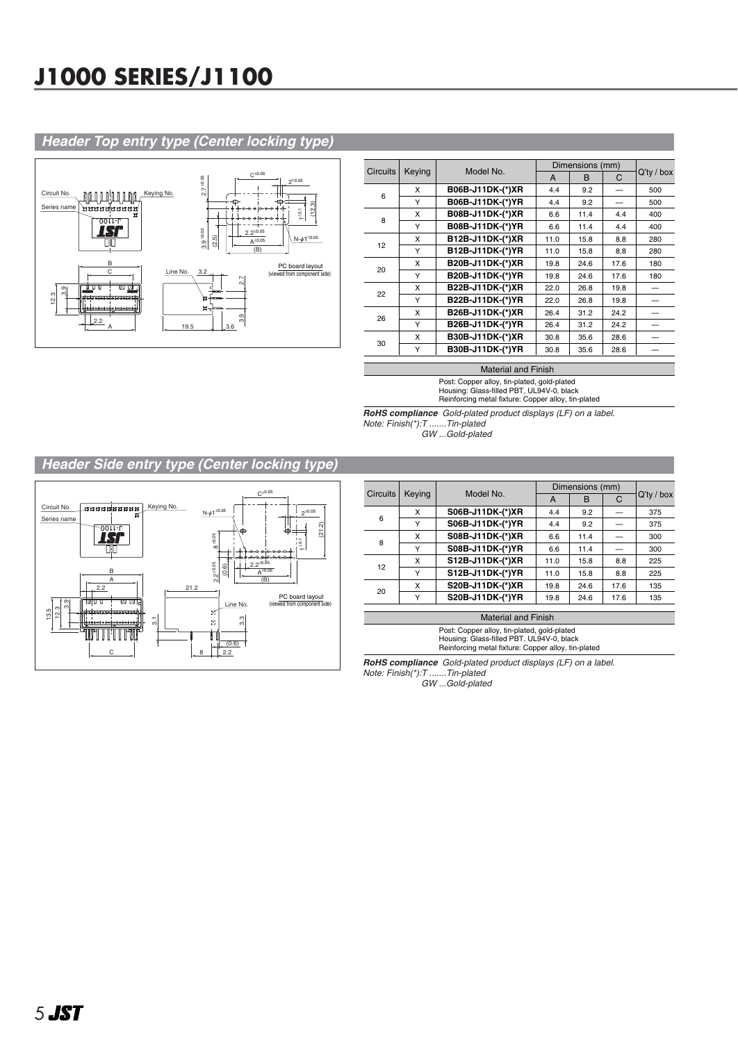# J1000 SERIES/J1100

## Header Top entry type (Center locking type)

| Circuits | Keying | Model No. | Dimensions (mm) | | | Q'ty / box |
|---|---|---|---|---|---|---|
| | | | A | B | C | |
| 6 | X | **B06B-J11DK-(*)XR** | 4.4 | 9.2 | — | 500 |
| | Y | **B06B-J11DK-(*)YR** | 4.4 | 9.2 | — | 500 |
| 8 | X | **B08B-J11DK-(*)XR** | 6.6 | 11.4 | 4.4 | 400 |
| | Y | **B08B-J11DK-(*)YR** | 6.6 | 11.4 | 4.4 | 400 |
| 12 | X | **B12B-J11DK-(*)XR** | 11.0 | 15.8 | 8.8 | 280 |
| | Y | **B12B-J11DK-(*)YR** | 11.0 | 15.8 | 8.8 | 280 |
| 20 | X | **B20B-J11DK-(*)XR** | 19.8 | 24.6 | 17.6 | 180 |
| | Y | **B20B-J11DK-(*)YR** | 19.8 | 24.6 | 17.6 | 180 |
| 22 | X | **B22B-J11DK-(*)XR** | 22.0 | 26.8 | 19.8 | — |
| | Y | **B22B-J11DK-(*)YR** | 22.0 | 26.8 | 19.8 | — |
| 26 | X | **B26B-J11DK-(*)XR** | 26.4 | 31.2 | 24.2 | — |
| | Y | **B26B-J11DK-(*)YR** | 26.4 | 31.2 | 24.2 | — |
| 30 | X | **B30B-J11DK-(*)XR** | 30.8 | 35.6 | 28.6 | — |
| | Y | **B30B-J11DK-(*)YR** | 30.8 | 35.6 | 28.6 | — |

**Material and Finish**

Post: Copper alloy, tin-plated, gold-plated
Housing: Glass-filled PBT, UL94V-0, black
Reinforcing metal fixture: Copper alloy, tin-plated

***RoHS compliance*** *Gold-plated product displays (LF) on a label.*
*Note: Finish(*):T .......Tin-plated*
*GW ...Gold-plated*

## Header Side entry type (Center locking type)

| Circuits | Keying | Model No. | Dimensions (mm) | | | Q'ty / box |
|---|---|---|---|---|---|---|
| | | | A | B | C | |
| 6 | X | **S06B-J11DK-(*)XR** | 4.4 | 9.2 | — | 375 |
| | Y | **S06B-J11DK-(*)YR** | 4.4 | 9.2 | — | 375 |
| 8 | X | **S08B-J11DK-(*)XR** | 6.6 | 11.4 | — | 300 |
| | Y | **S08B-J11DK-(*)YR** | 6.6 | 11.4 | — | 300 |
| 12 | X | **S12B-J11DK-(*)XR** | 11.0 | 15.8 | 8.8 | 225 |
| | Y | **S12B-J11DK-(*)YR** | 11.0 | 15.8 | 8.8 | 225 |
| 20 | X | **S20B-J11DK-(*)XR** | 19.8 | 24.6 | 17.6 | 135 |
| | Y | **S20B-J11DK-(*)YR** | 19.8 | 24.6 | 17.6 | 135 |

**Material and Finish**

Post: Copper alloy, tin-plated, gold-plated
Housing: Glass-filled PBT, UL94V-0, black
Reinforcing metal fixture: Copper alloy, tin-plated

***RoHS compliance*** *Gold-plated product displays (LF) on a label.*
*Note: Finish(*):T .......Tin-plated*
*GW ...Gold-plated*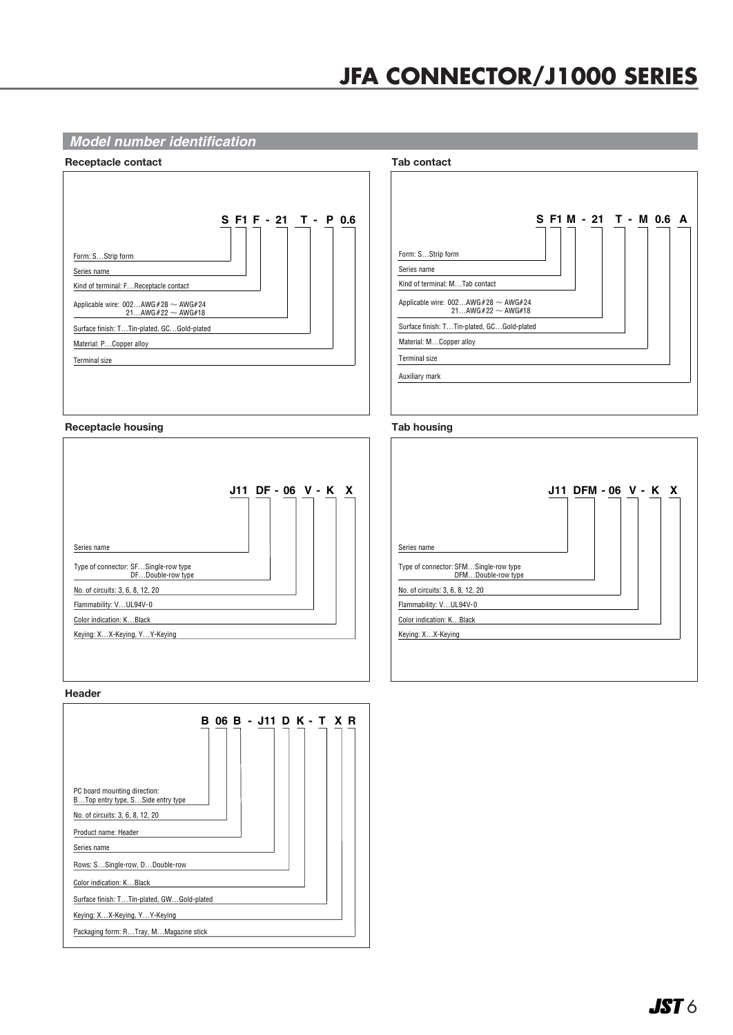## Model number identification

### Receptacle contact

**S F1 F - 21 T - P 0.6**

- Form: S…Strip form
- Series name
- Kind of terminal: F…Receptacle contact
- Applicable wire: 002…AWG#28 ～ AWG#24
  21…AWG#22 ～ AWG#18
- Surface finish: T…Tin-plated, GC…Gold-plated
- Material: P…Copper alloy
- Terminal size

### Tab contact

**S F1 M - 21 T - M 0.6 A**

- Form: S…Strip form
- Series name
- Kind of terminal: M…Tab contact
- Applicable wire: 002…AWG#28 ～ AWG#24
  21…AWG#22 ～ AWG#18
- Surface finish: T…Tin-plated, GC…Gold-plated
- Material: M…Copper alloy
- Terminal size
- Auxiliary mark

### Receptacle housing

**J11 DF - 06 V - K X**

- Series name
- Type of connector: SF…Single-row type
  DF…Double-row type
- No. of circuits: 3, 6, 8, 12, 20
- Flammability: V…UL94V-0
- Color indication: K…Black
- Keying: X…X-Keying, Y…Y-Keying

### Tab housing

**J11 DFM - 06 V - K X**

- Series name
- Type of connector: SFM…Single-row type
  DFM…Double-row type
- No. of circuits: 3, 6, 8, 12, 20
- Flammability: V…UL94V-0
- Color indication: K…Black
- Keying: X…X-Keying

### Header

**B 06 B - J11 D K - T X R**

- PC board mounting direction:
  B…Top entry type, S…Side entry type
- No. of circuits: 3, 6, 8, 12, 20
- Product name: Header
- Series name
- Rows: S…Single-row, D…Double-row
- Color indication: K…Black
- Surface finish: T…Tin-plated, GW…Gold-plated
- Keying: X…X-Keying, Y…Y-Keying
- Packaging form: R…Tray, M…Magazine stick